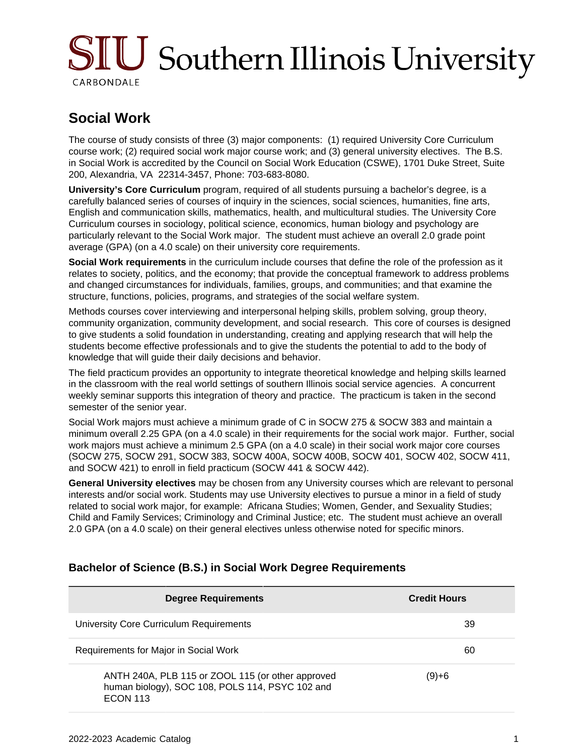# Social Work

The course of study consists of three (3) major components: (1) required University Core Curriculum course work; (2) required social work major course work; and (3) general university electives. The B.S. in Social Work is accredited by the Council on Social Work Education (CSWE), 1701 Duke Street, Suite 200, Alexandria, VA 22314-3457, Phone: 703-683-8080.

**University's Core Curriculum** program, required of all students pursuing a bachelor's degree, is a carefully balanced series of courses of inquiry in the sciences, social sciences, humanities, fine arts, English and communication skills, mathematics, health, and multicultural studies. The University Core Curriculum courses in sociology, political science, economics, human biology and psychology are particularly relevant to the Social Work major. The student must achieve an overall 2.0 grade point average (GPA) (on a 4.0 scale) on their university core requirements.

**Social Work requirements** in the curriculum include courses that define the role of the profession as it relates to society, politics, and the economy; that provide the conceptual framework to address problems and changed circumstances for individuals, families, groups, and communities; and that examine the structure, functions, policies, programs, and strategies of the social welfare system.

Methods courses cover interviewing and interpersonal helping skills, problem solving, group theory, community organization, community development, and social research. This core of courses is designed to give students a solid foundation in understanding, creating and applying research that will help the students become effective professionals and to give the students the potential to add to the body of knowledge that will guide their daily decisions and behavior.

The field practicum provides an opportunity to integrate theoretical knowledge and helping skills learned in the classroom with the real world settings of southern Illinois social service agencies. A concurrent weekly seminar supports this integration of theory and practice. The practicum is taken in the second semester of the senior year.

Social Work majors must achieve a minimum grade of C in SOCW 275 & SOCW 383 and maintain a minimum overall 2.25 GPA (on a 4.0 scale) in their requirements for the social work major. Further, social work majors must achieve a minimum 2.5 GPA (on a 4.0 scale) in their social work major core courses (SOCW 275, SOCW 291, SOCW 383, SOCW 400A, SOCW 400B, SOCW 401, SOCW 402, SOCW 411, and SOCW 421) to enroll in field practicum (SOCW 441 & SOCW 442).

**General University electives** may be chosen from any University courses which are relevant to personal interests and/or social work. Students may use University electives to pursue a minor in a field of study related to social work major, for example: Africana Studies; Women, Gender, and Sexuality Studies; Child and Family Services; Criminology and Criminal Justice; etc. The student must achieve an overall 2.0 GPA (on a 4.0 scale) on their general electives unless otherwise noted for specific minors.

## Bachelor of Science (B.S.) in Social Work Degree Requirements

| Degree Requirements | Credit Hours |
|---|---|
| University Core Curriculum Requirements | 39 |
| Requirements for Major in Social Work | 60 |
| ANTH 240A, PLB 115 or ZOOL 115 (or other approved human biology), SOC 108, POLS 114, PSYC 102 and ECON 113 | (9)+6 |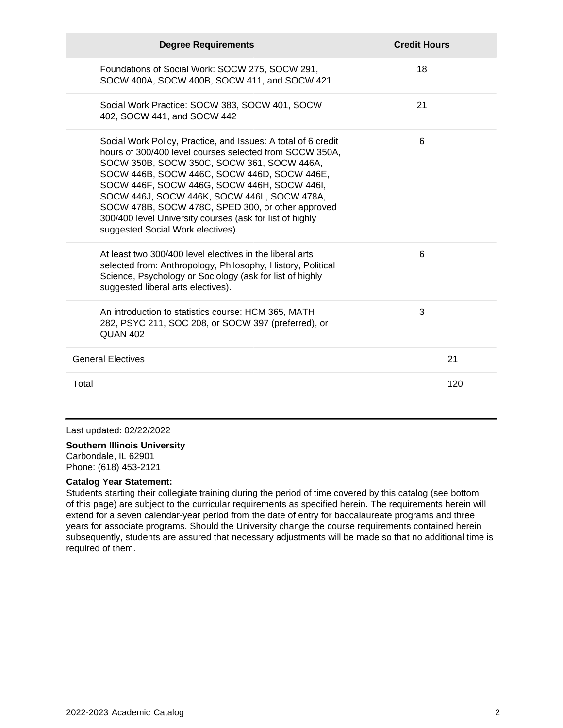| Degree Requirements | Credit Hours |
|---|---|
| Foundations of Social Work: SOCW 275, SOCW 291, SOCW 400A, SOCW 400B, SOCW 411, and SOCW 421 | 18 |
| Social Work Practice: SOCW 383, SOCW 401, SOCW 402, SOCW 441, and SOCW 442 | 21 |
| Social Work Policy, Practice, and Issues: A total of 6 credit hours of 300/400 level courses selected from SOCW 350A, SOCW 350B, SOCW 350C, SOCW 361, SOCW 446A, SOCW 446B, SOCW 446C, SOCW 446D, SOCW 446E, SOCW 446F, SOCW 446G, SOCW 446H, SOCW 446I, SOCW 446J, SOCW 446K, SOCW 446L, SOCW 478A, SOCW 478B, SOCW 478C, SPED 300, or other approved 300/400 level University courses (ask for list of highly suggested Social Work electives). | 6 |
| At least two 300/400 level electives in the liberal arts selected from: Anthropology, Philosophy, History, Political Science, Psychology or Sociology (ask for list of highly suggested liberal arts electives). | 6 |
| An introduction to statistics course: HCM 365, MATH 282, PSYC 211, SOC 208, or SOCW 397 (preferred), or QUAN 402 | 3 |
| General Electives | 21 |
| Total | 120 |

Last updated: 02/22/2022

**Southern Illinois University**
Carbondale, IL 62901
Phone: (618) 453-2121

**Catalog Year Statement:**
Students starting their collegiate training during the period of time covered by this catalog (see bottom of this page) are subject to the curricular requirements as specified herein. The requirements herein will extend for a seven calendar-year period from the date of entry for baccalaureate programs and three years for associate programs. Should the University change the course requirements contained herein subsequently, students are assured that necessary adjustments will be made so that no additional time is required of them.

2022-2023 Academic Catalog